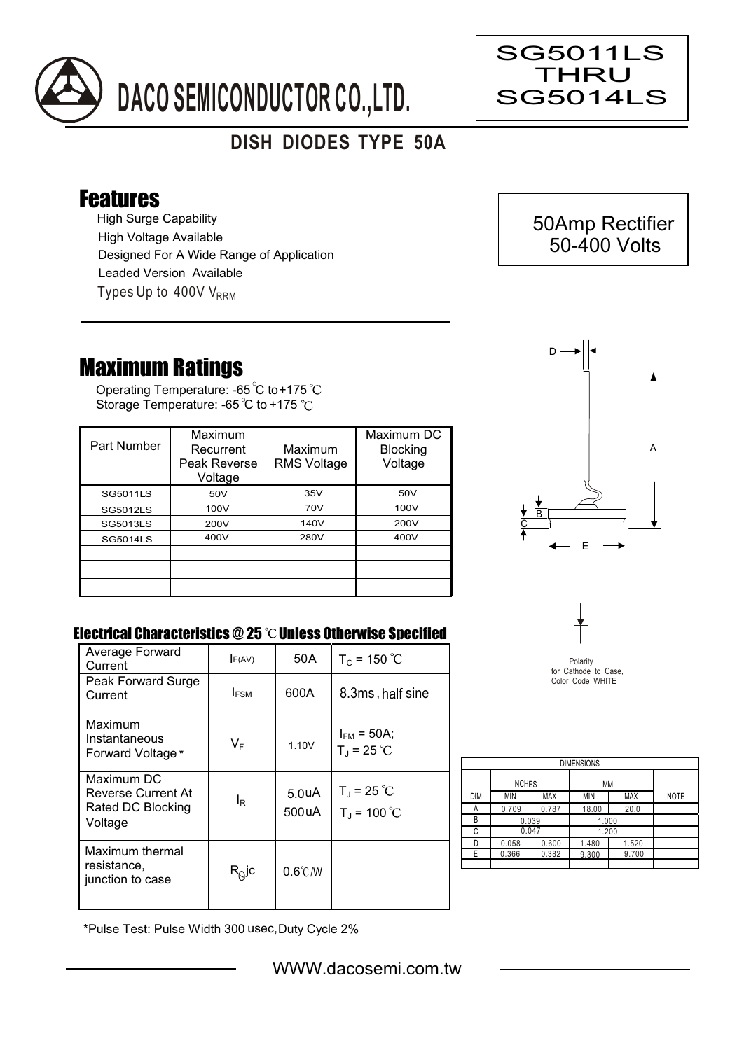# DACO SEMICONDUCTOR CO.,LTD.

**SG5011LS THRU SG5014LS**

## DISH DIODES TYPE 50A

## Features

- High Surge Capability
- High Voltage Available
- Designed For A Wide Range of Application
- Leaded Version Available
- Types Up to 400V $V_{RRM}$

**50Amp Rectifier 50-400 Volts**

## Maximum Ratings

Operating Temperature: -65 ℃ to +175 ℃
Storage Temperature: -65 ℃ to +175 ℃

| Part Number | Maximum Recurrent Peak Reverse Voltage | Maximum RMS Voltage | Maximum DC Blocking Voltage |
|---|---|---|---|
| SG5011LS | 50V | 35V | 50V |
| SG5012LS | 100V | 70V | 100V |
| SG5013LS | 200V | 140V | 200V |
| SG5014LS | 400V | 280V | 400V |
| | | | |
| | | | |
| | | | |

### Electrical Characteristics @ 25 ℃ Unless Otherwise Specified

| | | | |
|---|---|---|---|
| Average Forward Current | $I_{F(AV)}$ | 50A | $T_C$ = 150 ℃ |
| Peak Forward Surge Current | $I_{FSM}$ | 600A | 8.3ms, half sine |
| Maximum Instantaneous Forward Voltage* | $V_F$ | 1.10V | $I_{FM}$ = 50A; $T_J$ = 25 ℃ |
| Maximum DC Reverse Current At Rated DC Blocking Voltage | $I_R$ | 5.0uA<br>500uA | $T_J$ = 25 ℃<br>$T_J$ = 100 ℃ |
| Maximum thermal resistance, junction to case | $R_{\theta}jc$ | 0.6℃/W | |

*Pulse Test: Pulse Width 300 usec, Duty Cycle 2%

Polarity for Cathode to Case, Color Code WHITE

| DIMENSIONS | | | | | |
|---|---|---|---|---|---|
| | INCHES | | MM | | |
| DIM | MIN | MAX | MIN | MAX | NOTE |
| A | 0.709 | 0.787 | 18.00 | 20.0 | |
| B | 0.039 | | 1.000 | | |
| C | 0.047 | | 1.200 | | |
| D | 0.058 | 0.600 | 1.480 | 1.520 | |
| E | 0.366 | 0.382 | 9.300 | 9.700 | |

WWW.dacosemi.com.tw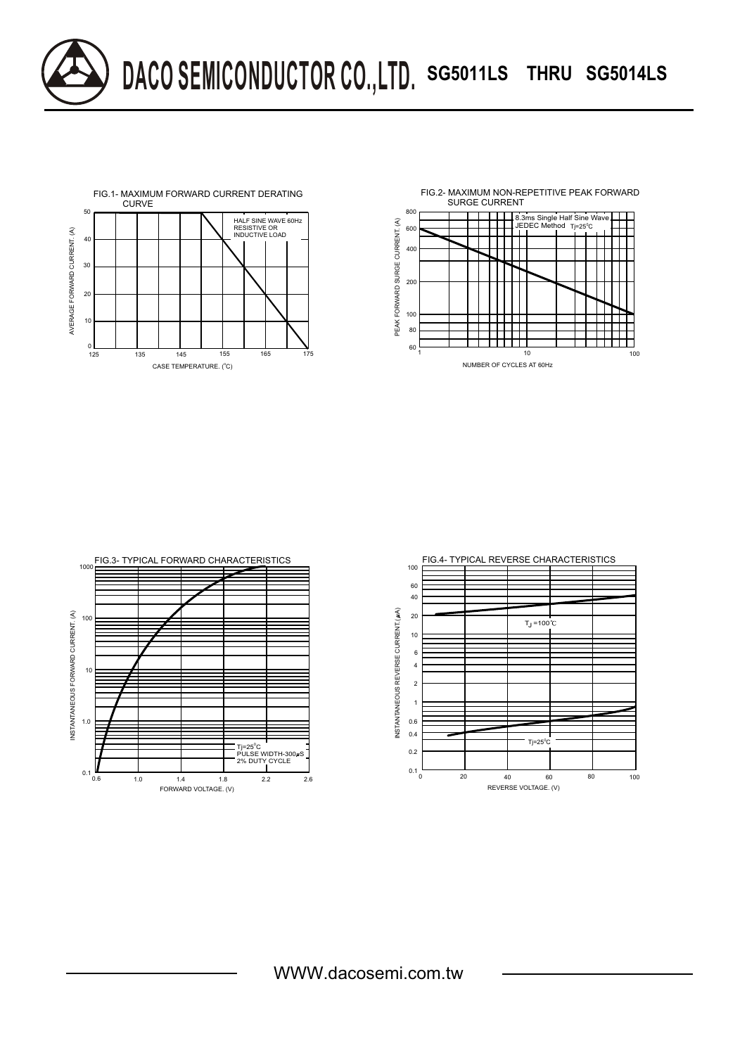FIG.1- MAXIMUM FORWARD CURRENT DERATING CURVE

AVERAGE FORWARD CURRENT. (A)

50
40
30
20
10
0

125 135 145 155 165 175

CASE TEMPERATURE. (°C)

HALF SINE WAVE 60Hz
RESISTIVE OR
INDUCTIVE LOAD

FIG.2- MAXIMUM NON-REPETITIVE PEAK FORWARD SURGE CURRENT

PEAK FORWARD SURGE CURRENT. (A)

800
600
400
200
100
80
60

1 10 100

NUMBER OF CYCLES AT 60Hz

8.3ms Single Half Sine Wave
JEDEC Method Tj=25°C

FIG.3- TYPICAL FORWARD CHARACTERISTICS

INSTANTANEOUS FORWARD CURRENT. (A)

1000
100
10
1.0
0.1

0.6 1.0 1.4 1.8 2.2 2.6

FORWARD VOLTAGE. (V)

Tj=25°C
PULSE WIDTH-300μS
2% DUTY CYCLE

FIG.4- TYPICAL REVERSE CHARACTERISTICS

INSTANTANEOUS REVERSE CURRENT.(μA)

100
60
40
20
10
6
4
2
1
0.6
0.4
0.2
0.1

0 20 40 60 80 100

REVERSE VOLTAGE. (V)

$T_J$=100°C

Tj=25°C

WWW.dacosemi.com.tw